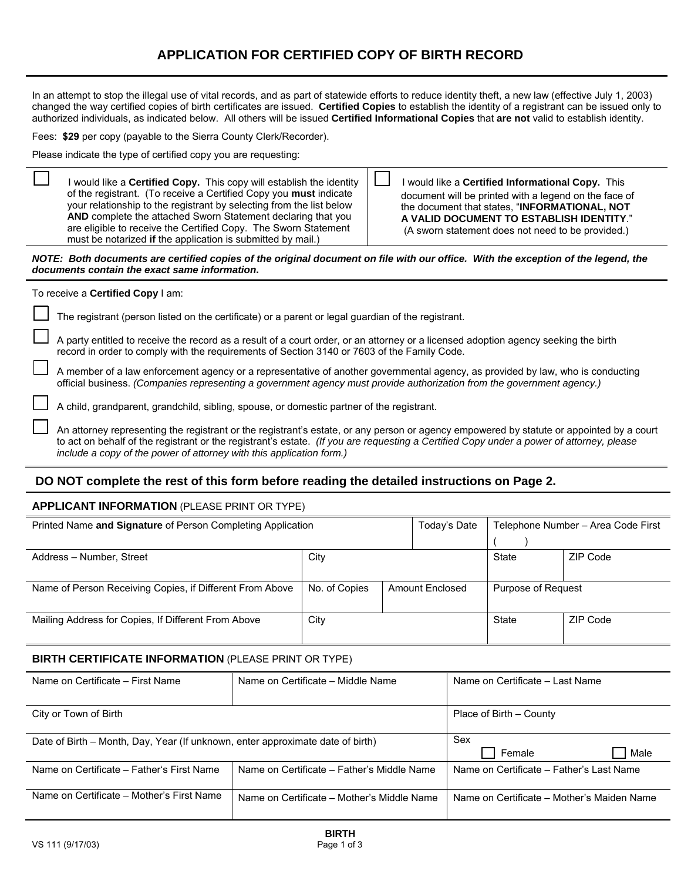# APPLICATION FOR CERTIFIED COPY OF BIRTH RECORD

In an attempt to stop the illegal use of vital records, and as part of statewide efforts to reduce identity theft, a new law (effective July 1, 2003) changed the way certified copies of birth certificates are issued. **Certified Copies** to establish the identity of a registrant can be issued only to authorized individuals, as indicated below. All others will be issued **Certified Informational Copies** that **are not** valid to establish identity.

Fees: **$29** per copy (payable to the Sierra County Clerk/Recorder).

Please indicate the type of certified copy you are requesting:

| | |
|---|---|
| ☐ I would like a **Certified Copy.** This copy will establish the identity of the registrant. (To receive a Certified Copy you **must** indicate your relationship to the registrant by selecting from the list below **AND** complete the attached Sworn Statement declaring that you are eligible to receive the Certified Copy. The Sworn Statement must be notarized **if** the application is submitted by mail.) | ☐ I would like a **Certified Informational Copy.** This document will be printed with a legend on the face of the document that states, "**INFORMATIONAL, NOT A VALID DOCUMENT TO ESTABLISH IDENTITY**." (A sworn statement does not need to be provided.) |

***NOTE: Both documents are certified copies of the original document on file with our office. With the exception of the legend, the documents contain the exact same information.***

To receive a **Certified Copy** I am:

- ☐ The registrant (person listed on the certificate) or a parent or legal guardian of the registrant.
- ☐ A party entitled to receive the record as a result of a court order, or an attorney or a licensed adoption agency seeking the birth record in order to comply with the requirements of Section 3140 or 7603 of the Family Code.
- ☐ A member of a law enforcement agency or a representative of another governmental agency, as provided by law, who is conducting official business. *(Companies representing a government agency must provide authorization from the government agency.)*
- ☐ A child, grandparent, grandchild, sibling, spouse, or domestic partner of the registrant.
- ☐ An attorney representing the registrant or the registrant's estate, or any person or agency empowered by statute or appointed by a court to act on behalf of the registrant or the registrant's estate. *(If you are requesting a Certified Copy under a power of attorney, please include a copy of the power of attorney with this application form.)*

## DO NOT complete the rest of this form before reading the detailed instructions on Page 2.

### APPLICANT INFORMATION (PLEASE PRINT OR TYPE)

| Printed Name **and Signature** of Person Completing Application | | | Today's Date | Telephone Number – Area Code First ( ) | |
|---|---|---|---|---|---|
| Address – Number, Street | City | | | State | ZIP Code |
| Name of Person Receiving Copies, if Different From Above | No. of Copies | Amount Enclosed | | Purpose of Request | |
| Mailing Address for Copies, If Different From Above | City | | | State | ZIP Code |

### BIRTH CERTIFICATE INFORMATION (PLEASE PRINT OR TYPE)

| Name on Certificate – First Name | Name on Certificate – Middle Name | Name on Certificate – Last Name |
|---|---|---|
| City or Town of Birth | | Place of Birth – County |
| Date of Birth – Month, Day, Year (If unknown, enter approximate date of birth) | | Sex ☐ Female ☐ Male |
| Name on Certificate – Father's First Name | Name on Certificate – Father's Middle Name | Name on Certificate – Father's Last Name |
| Name on Certificate – Mother's First Name | Name on Certificate – Mother's Middle Name | Name on Certificate – Mother's Maiden Name |

VS 111 (9/17/03)

BIRTH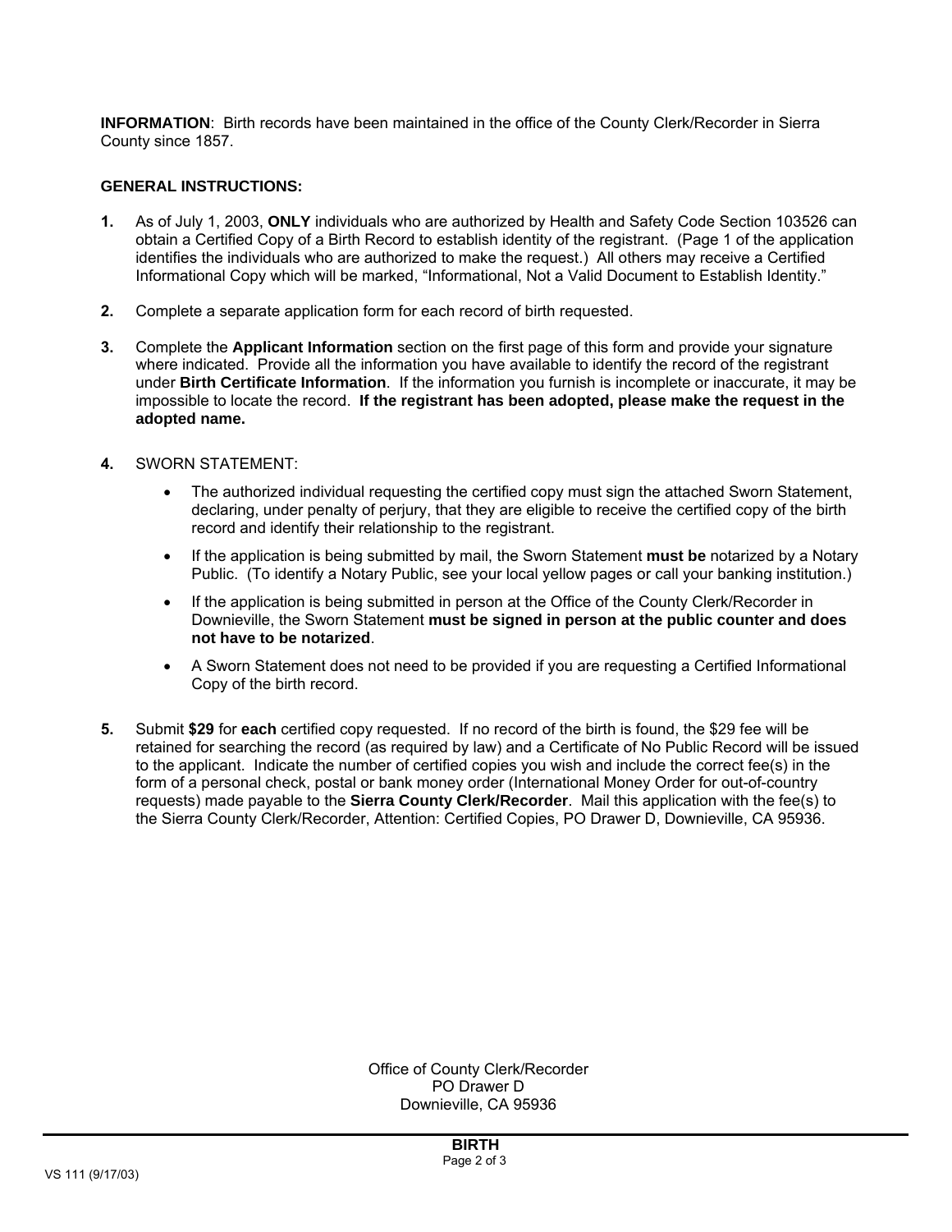**INFORMATION**: Birth records have been maintained in the office of the County Clerk/Recorder in Sierra County since 1857.

**GENERAL INSTRUCTIONS:**

**1.** As of July 1, 2003, **ONLY** individuals who are authorized by Health and Safety Code Section 103526 can obtain a Certified Copy of a Birth Record to establish identity of the registrant. (Page 1 of the application identifies the individuals who are authorized to make the request.) All others may receive a Certified Informational Copy which will be marked, "Informational, Not a Valid Document to Establish Identity."

**2.** Complete a separate application form for each record of birth requested.

**3.** Complete the **Applicant Information** section on the first page of this form and provide your signature where indicated. Provide all the information you have available to identify the record of the registrant under **Birth Certificate Information**. If the information you furnish is incomplete or inaccurate, it may be impossible to locate the record. **If the registrant has been adopted, please make the request in the adopted name.**

**4.** SWORN STATEMENT:

- The authorized individual requesting the certified copy must sign the attached Sworn Statement, declaring, under penalty of perjury, that they are eligible to receive the certified copy of the birth record and identify their relationship to the registrant.
- If the application is being submitted by mail, the Sworn Statement **must be** notarized by a Notary Public. (To identify a Notary Public, see your local yellow pages or call your banking institution.)
- If the application is being submitted in person at the Office of the County Clerk/Recorder in Downieville, the Sworn Statement **must be signed in person at the public counter and does not have to be notarized**.
- A Sworn Statement does not need to be provided if you are requesting a Certified Informational Copy of the birth record.

**5.** Submit **$29** for **each** certified copy requested. If no record of the birth is found, the $29 fee will be retained for searching the record (as required by law) and a Certificate of No Public Record will be issued to the applicant. Indicate the number of certified copies you wish and include the correct fee(s) in the form of a personal check, postal or bank money order (International Money Order for out-of-country requests) made payable to the **Sierra County Clerk/Recorder**. Mail this application with the fee(s) to the Sierra County Clerk/Recorder, Attention: Certified Copies, PO Drawer D, Downieville, CA 95936.

Office of County Clerk/Recorder
PO Drawer D
Downieville, CA 95936

**BIRTH**

VS 111 (9/17/03)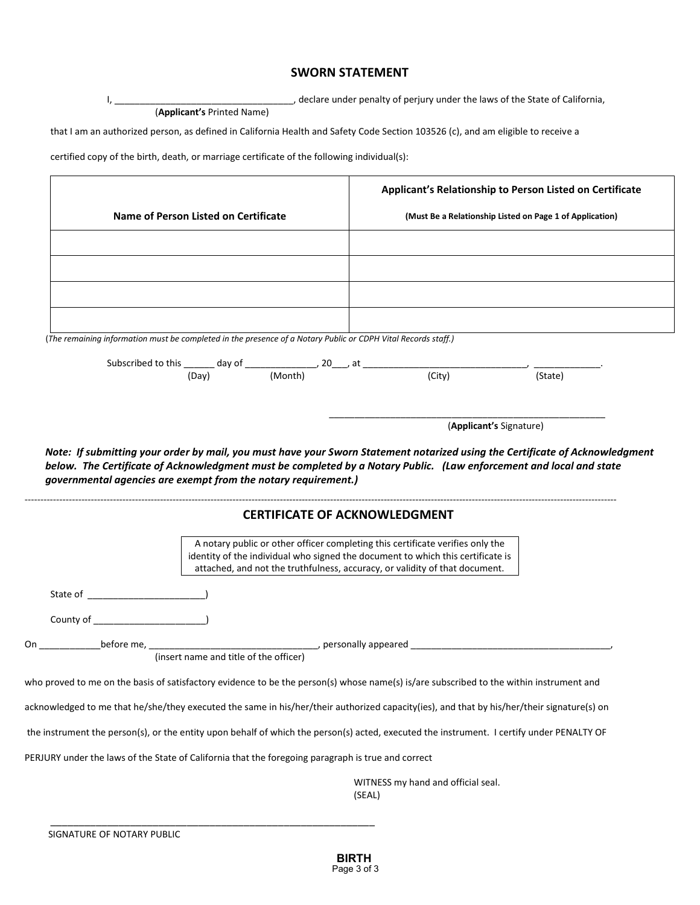## SWORN STATEMENT

I, ___________________________________, declare under penalty of perjury under the laws of the State of California,
(**Applicant's** Printed Name)

that I am an authorized person, as defined in California Health and Safety Code Section 103526 (c), and am eligible to receive a certified copy of the birth, death, or marriage certificate of the following individual(s):

| Name of Person Listed on Certificate | Applicant's Relationship to Person Listed on Certificate (Must Be a Relationship Listed on Page 1 of Application) |
|---|---|
| | |
| | |
| | |
| | |

(*The remaining information must be completed in the presence of a Notary Public or CDPH Vital Records staff.*)

Subscribed to this ______ day of ______________, 20___, at ________________________________, _____________.
(Day) (Month) (City) (State)

_______________________________________________________
(**Applicant's** Signature)

***Note: If submitting your order by mail, you must have your Sworn Statement notarized using the Certificate of Acknowledgment below. The Certificate of Acknowledgment must be completed by a Notary Public. (Law enforcement and local and state governmental agencies are exempt from the notary requirement.)***

---

## CERTIFICATE OF ACKNOWLEDGMENT

A notary public or other officer completing this certificate verifies only the identity of the individual who signed the document to which this certificate is attached, and not the truthfulness, accuracy, or validity of that document.

State of _______________________)

County of ______________________)

On ____________before me, _________________________________, personally appeared _______________________________________,
(insert name and title of the officer)

who proved to me on the basis of satisfactory evidence to be the person(s) whose name(s) is/are subscribed to the within instrument and acknowledged to me that he/she/they executed the same in his/her/their authorized capacity(ies), and that by his/her/their signature(s) on the instrument the person(s), or the entity upon behalf of which the person(s) acted, executed the instrument. I certify under PENALTY OF PERJURY under the laws of the State of California that the foregoing paragraph is true and correct

WITNESS my hand and official seal.
(SEAL)

_________________________________________________________________
SIGNATURE OF NOTARY PUBLIC

BIRTH